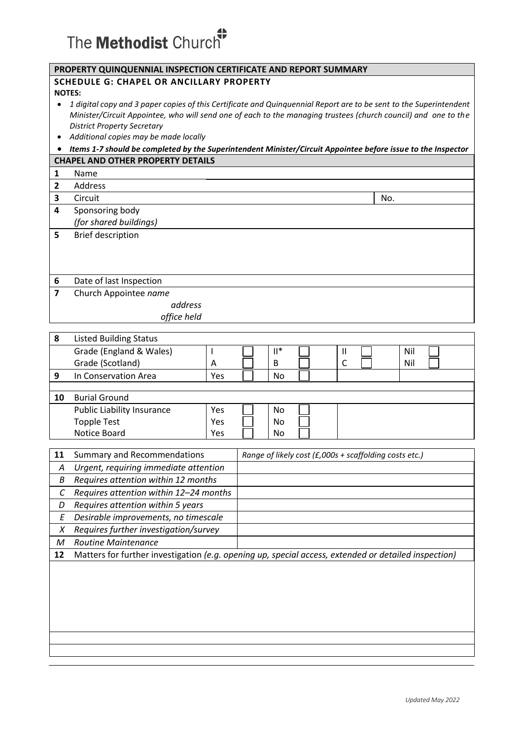The **Methodist** Church

## PROPERTY QUINQUENNIAL INSPECTION CERTIFICATE AND REPORT SUMMARY

### SCHEDULE G: CHAPEL OR ANCILLARY PROPERTY

**NOTES:**

- *1 digital copy and 3 paper copies of this Certificate and Quinquennial Report are to be sent to the Superintendent Minister/Circuit Appointee, who will send one of each to the managing trustees (church council) and one to the District Property Secretary*
- *Additional copies may be made locally*
- ***Items 1-7 should be completed by the Superintendent Minister/Circuit Appointee before issue to the Inspector***

### CHAPEL AND OTHER PROPERTY DETAILS

| | | | |
|---|---|---|---|
| 1 | Name | | |
| 2 | Address | | |
| 3 | Circuit | | No. |
| 4 | Sponsoring body *(for shared buildings)* | | |
| 5 | Brief description | | |
| 6 | Date of last Inspection | | |
| 7 | Church Appointee *name* | | |
| | *address* | | |
| | *office held* | | |

| | | | | | | | | | |
|---|---|---|---|---|---|---|---|---|---|
| 8 | Listed Building Status | | | | | | | | |
| | Grade (England & Wales) | I | ☐ | II* | ☐ | II | ☐ | Nil | ☐ |
| | Grade (Scotland) | A | ☐ | B | ☐ | C | ☐ | Nil | ☐ |
| 9 | In Conservation Area | Yes | ☐ | No | ☐ | | | | |

| | | | | | |
|---|---|---|---|---|---|
| 10 | Burial Ground | | | | |
| | Public Liability Insurance | Yes | ☐ | No | ☐ |
| | Topple Test | Yes | ☐ | No | ☐ |
| | Notice Board | Yes | ☐ | No | ☐ |

| | | |
|---|---|---|
| 11 | Summary and Recommendations | *Range of likely cost (£,000s + scaffolding costs etc.)* |
| *A* | *Urgent, requiring immediate attention* | |
| *B* | *Requires attention within 12 months* | |
| *C* | *Requires attention within 12–24 months* | |
| *D* | *Requires attention within 5 years* | |
| *E* | *Desirable improvements, no timescale* | |
| *X* | *Requires further investigation/survey* | |
| *M* | *Routine Maintenance* | |

**12** Matters for further investigation *(e.g. opening up, special access, extended or detailed inspection)*

*Updated May 2022*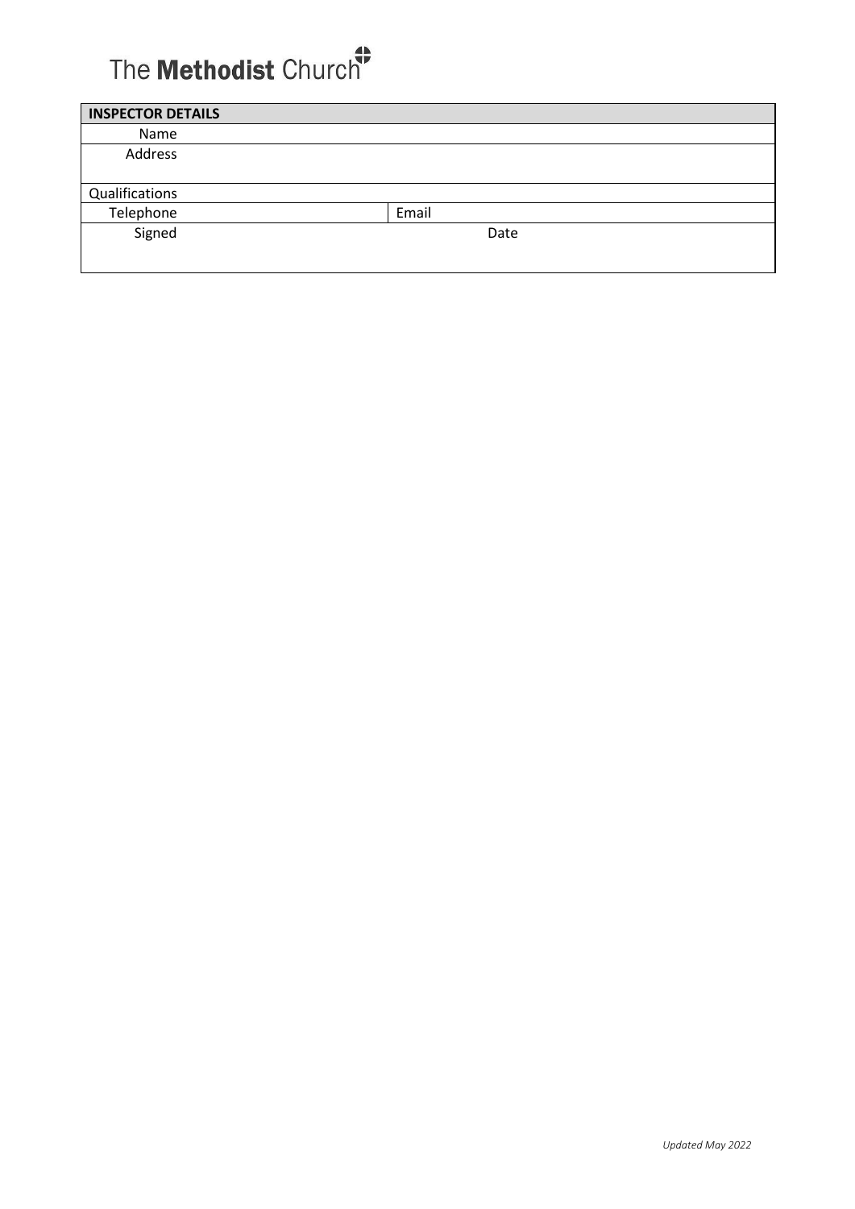The **Methodist** Church

| INSPECTOR DETAILS | |
| --- | --- |
| Name | |
| Address | |
| Qualifications | |
| Telephone | Email |
| Signed | Date |

*Updated May 2022*